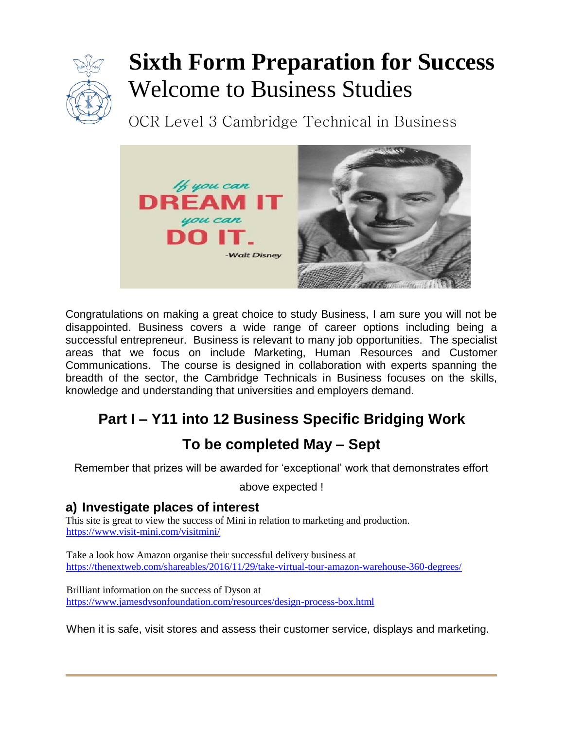# Sixth Form Preparation for Success

## Welcome to Business Studies

OCR Level 3 Cambridge Technical in Business

Congratulations on making a great choice to study Business, I am sure you will not be disappointed. Business covers a wide range of career options including being a successful entrepreneur. Business is relevant to many job opportunities. The specialist areas that we focus on include Marketing, Human Resources and Customer Communications. The course is designed in collaboration with experts spanning the breadth of the sector, the Cambridge Technicals in Business focuses on the skills, knowledge and understanding that universities and employers demand.

## Part I – Y11 into 12 Business Specific Bridging Work

## To be completed May – Sept

Remember that prizes will be awarded for 'exceptional' work that demonstrates effort above expected !

### a) Investigate places of interest

This site is great to view the success of Mini in relation to marketing and production.
https://www.visit-mini.com/visitmini/

Take a look how Amazon organise their successful delivery business at
https://thenextweb.com/shareables/2016/11/29/take-virtual-tour-amazon-warehouse-360-degrees/

Brilliant information on the success of Dyson at
https://www.jamesdysonfoundation.com/resources/design-process-box.html

When it is safe, visit stores and assess their customer service, displays and marketing.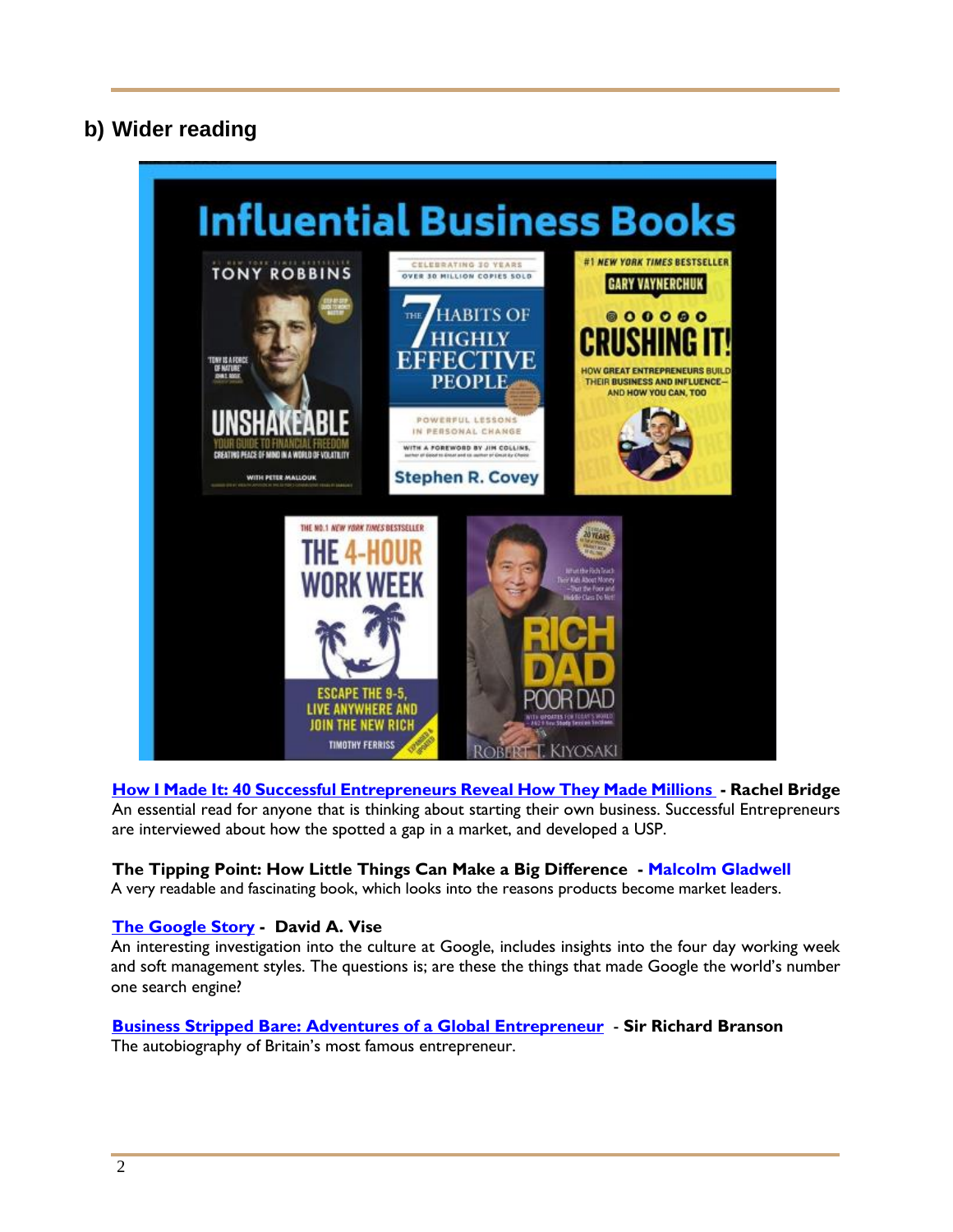## b) Wider reading

**How I Made It: 40 Successful Entrepreneurs Reveal How They Made Millions - Rachel Bridge**
An essential read for anyone that is thinking about starting their own business. Successful Entrepreneurs are interviewed about how the spotted a gap in a market, and developed a USP.

**The Tipping Point: How Little Things Can Make a Big Difference - Malcolm Gladwell**
A very readable and fascinating book, which looks into the reasons products become market leaders.

**The Google Story - David A. Vise**
An interesting investigation into the culture at Google, includes insights into the four day working week and soft management styles. The questions is; are these the things that made Google the world's number one search engine?

**Business Stripped Bare: Adventures of a Global Entrepreneur - Sir Richard Branson**
The autobiography of Britain's most famous entrepreneur.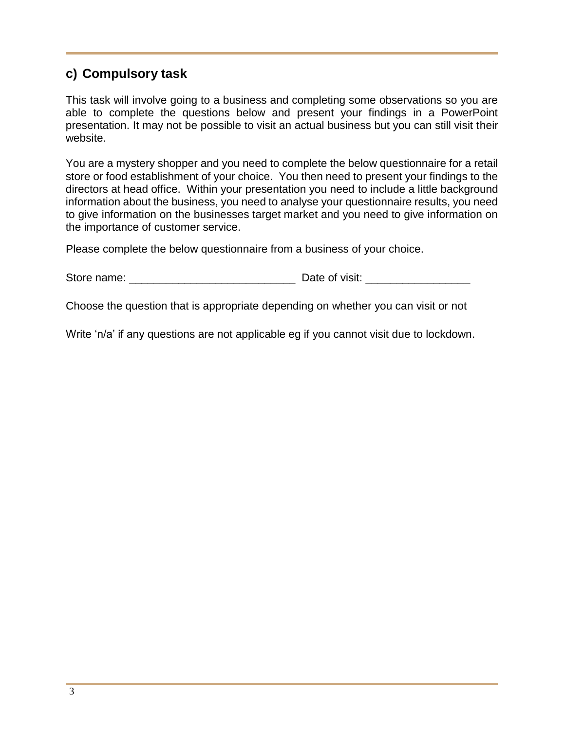## c) Compulsory task

This task will involve going to a business and completing some observations so you are able to complete the questions below and present your findings in a PowerPoint presentation. It may not be possible to visit an actual business but you can still visit their website.

You are a mystery shopper and you need to complete the below questionnaire for a retail store or food establishment of your choice. You then need to present your findings to the directors at head office. Within your presentation you need to include a little background information about the business, you need to analyse your questionnaire results, you need to give information on the businesses target market and you need to give information on the importance of customer service.

Please complete the below questionnaire from a business of your choice.

Store name: ___________________________ Date of visit: _________________

Choose the question that is appropriate depending on whether you can visit or not

Write 'n/a' if any questions are not applicable eg if you cannot visit due to lockdown.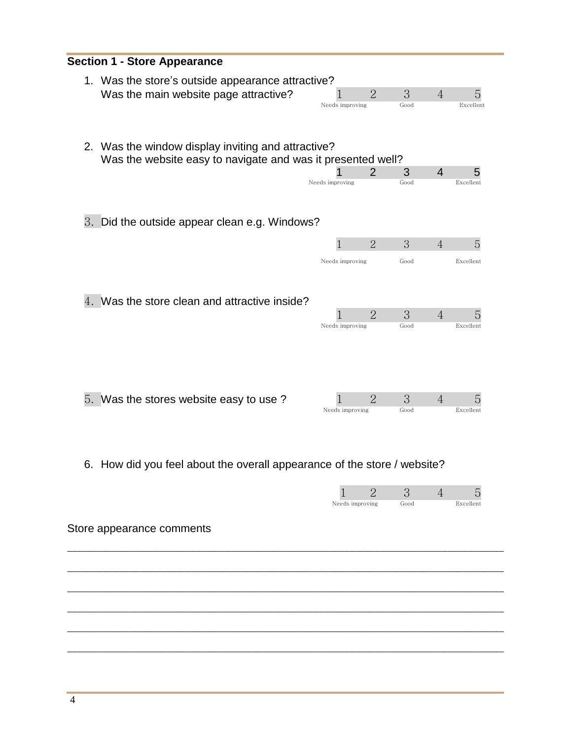## Section 1 - Store Appearance

1. Was the store’s outside appearance attractive?
   Was the main website page attractive?

   | 1 | 2 | 3 | 4 | 5 |
   |---|---|---|---|---|
   | Needs improving | | Good | | Excellent |

2. Was the window display inviting and attractive?
   Was the website easy to navigate and was it presented well?

   | 1 | 2 | 3 | 4 | 5 |
   |---|---|---|---|---|
   | Needs improving | | Good | | Excellent |

3. Did the outside appear clean e.g. Windows?

   | 1 | 2 | 3 | 4 | 5 |
   |---|---|---|---|---|
   | Needs improving | | Good | | Excellent |

4. Was the store clean and attractive inside?

   | 1 | 2 | 3 | 4 | 5 |
   |---|---|---|---|---|
   | Needs improving | | Good | | Excellent |

5. Was the stores website easy to use ?

   | 1 | 2 | 3 | 4 | 5 |
   |---|---|---|---|---|
   | Needs improving | | Good | | Excellent |

6. How did you feel about the overall appearance of the store / website?

   | 1 | 2 | 3 | 4 | 5 |
   |---|---|---|---|---|
   | Needs improving | | Good | | Excellent |

Store appearance comments

_______________________________________________________________________________

_______________________________________________________________________________

_______________________________________________________________________________

_______________________________________________________________________________

_______________________________________________________________________________

_______________________________________________________________________________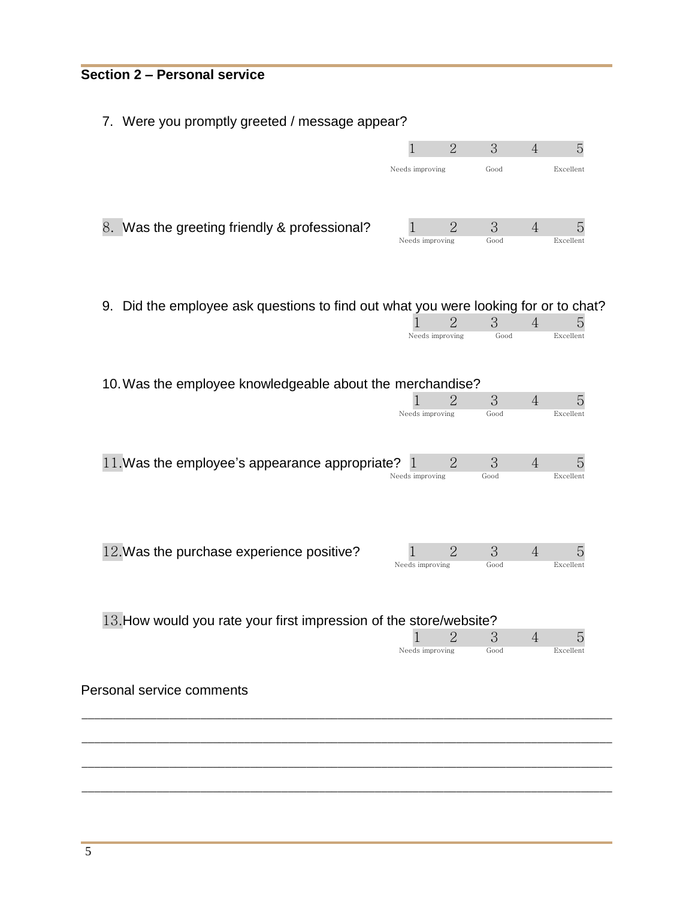## Section 2 – Personal service

7. Were you promptly greeted / message appear?

| 1 | 2 | 3 | 4 | 5 |
|---|---|---|---|---|
| Needs improving | | Good | | Excellent |

8. Was the greeting friendly & professional?

| 1 | 2 | 3 | 4 | 5 |
|---|---|---|---|---|
| Needs improving | | Good | | Excellent |

9. Did the employee ask questions to find out what you were looking for or to chat?

| 1 | 2 | 3 | 4 | 5 |
|---|---|---|---|---|
| Needs improving | | Good | | Excellent |

10. Was the employee knowledgeable about the merchandise?

| 1 | 2 | 3 | 4 | 5 |
|---|---|---|---|---|
| Needs improving | | Good | | Excellent |

11. Was the employee's appearance appropriate?

| 1 | 2 | 3 | 4 | 5 |
|---|---|---|---|---|
| Needs improving | | Good | | Excellent |

12. Was the purchase experience positive?

| 1 | 2 | 3 | 4 | 5 |
|---|---|---|---|---|
| Needs improving | | Good | | Excellent |

13. How would you rate your first impression of the store/website?

| 1 | 2 | 3 | 4 | 5 |
|---|---|---|---|---|
| Needs improving | | Good | | Excellent |

Personal service comments

\_\_\_\_\_\_\_\_\_\_\_\_\_\_\_\_\_\_\_\_\_\_\_\_\_\_\_\_\_\_\_\_\_\_\_\_\_\_\_\_\_\_\_\_\_\_\_\_\_\_\_\_\_\_\_\_\_\_\_\_\_\_\_\_\_\_\_\_\_\_

\_\_\_\_\_\_\_\_\_\_\_\_\_\_\_\_\_\_\_\_\_\_\_\_\_\_\_\_\_\_\_\_\_\_\_\_\_\_\_\_\_\_\_\_\_\_\_\_\_\_\_\_\_\_\_\_\_\_\_\_\_\_\_\_\_\_\_\_\_\_

\_\_\_\_\_\_\_\_\_\_\_\_\_\_\_\_\_\_\_\_\_\_\_\_\_\_\_\_\_\_\_\_\_\_\_\_\_\_\_\_\_\_\_\_\_\_\_\_\_\_\_\_\_\_\_\_\_\_\_\_\_\_\_\_\_\_\_\_\_\_

\_\_\_\_\_\_\_\_\_\_\_\_\_\_\_\_\_\_\_\_\_\_\_\_\_\_\_\_\_\_\_\_\_\_\_\_\_\_\_\_\_\_\_\_\_\_\_\_\_\_\_\_\_\_\_\_\_\_\_\_\_\_\_\_\_\_\_\_\_\_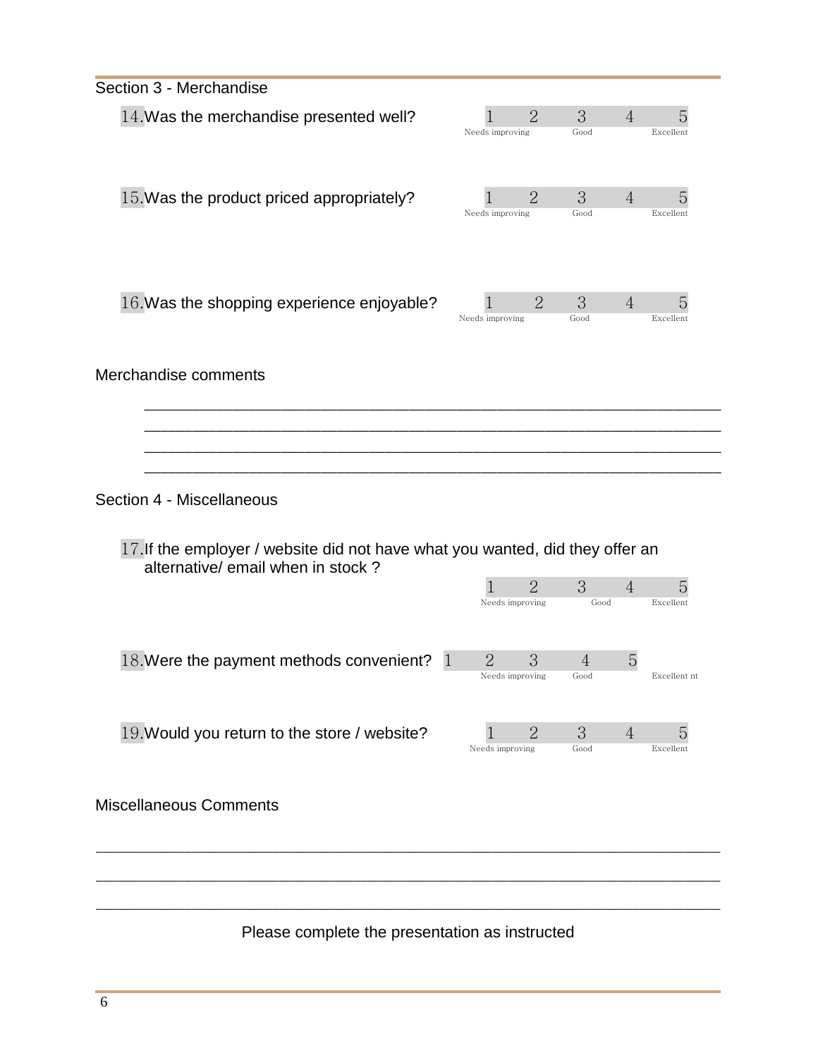## Section 3 - Merchandise

14. Was the merchandise presented well?

| 1 | 2 | 3 | 4 | 5 |
|---|---|---|---|---|
| Needs improving | | Good | | Excellent |

15. Was the product priced appropriately?

| 1 | 2 | 3 | 4 | 5 |
|---|---|---|---|---|
| Needs improving | | Good | | Excellent |

16. Was the shopping experience enjoyable?

| 1 | 2 | 3 | 4 | 5 |
|---|---|---|---|---|
| Needs improving | | Good | | Excellent |

Merchandise comments

____________________________________________________________________

____________________________________________________________________

____________________________________________________________________

____________________________________________________________________

## Section 4 - Miscellaneous

17. If the employer / website did not have what you wanted, did they offer an alternative/ email when in stock ?

| 1 | 2 | 3 | 4 | 5 |
|---|---|---|---|---|
| Needs improving | | Good | | Excellent |

18. Were the payment methods convenient?

| 1 | 2 | 3 | 4 | 5 |
|---|---|---|---|---|
| Needs improving | | Good | | Excellent nt |

19. Would you return to the store / website?

| 1 | 2 | 3 | 4 | 5 |
|---|---|---|---|---|
| Needs improving | | Good | | Excellent |

Miscellaneous Comments

____________________________________________________________________

____________________________________________________________________

____________________________________________________________________

Please complete the presentation as instructed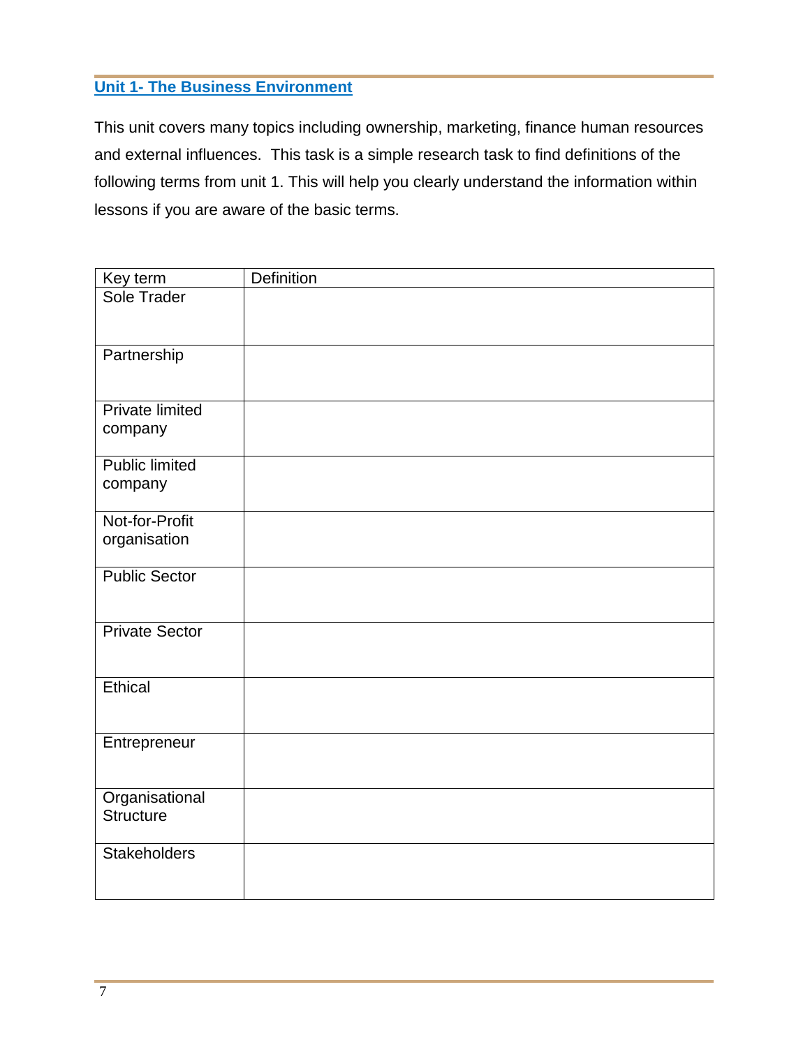## Unit 1- The Business Environment

This unit covers many topics including ownership, marketing, finance human resources and external influences. This task is a simple research task to find definitions of the following terms from unit 1. This will help you clearly understand the information within lessons if you are aware of the basic terms.

| Key term | Definition |
| --- | --- |
| Sole Trader | |
| Partnership | |
| Private limited company | |
| Public limited company | |
| Not-for-Profit organisation | |
| Public Sector | |
| Private Sector | |
| Ethical | |
| Entrepreneur | |
| Organisational Structure | |
| Stakeholders | |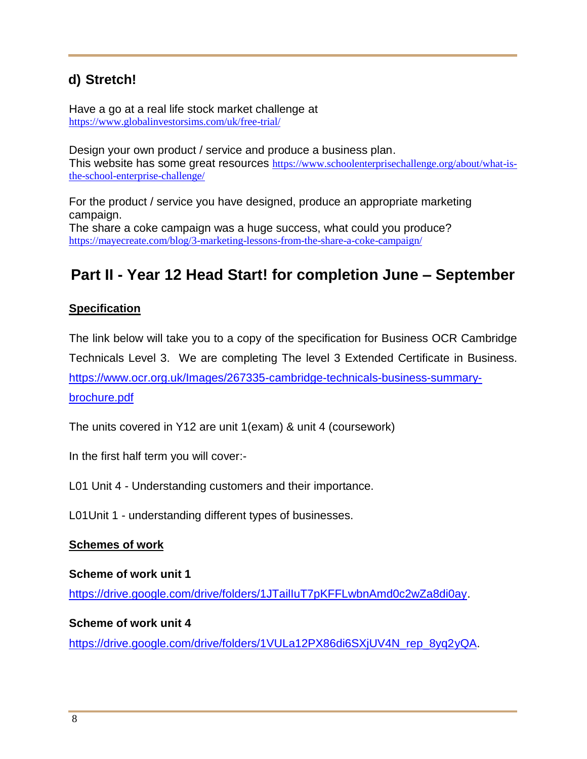## d) Stretch!

Have a go at a real life stock market challenge at
https://www.globalinvestorsims.com/uk/free-trial/

Design your own product / service and produce a business plan.
This website has some great resources https://www.schoolenterprisechallenge.org/about/what-is-the-school-enterprise-challenge/

For the product / service you have designed, produce an appropriate marketing campaign.
The share a coke campaign was a huge success, what could you produce?
https://mayecreate.com/blog/3-marketing-lessons-from-the-share-a-coke-campaign/

# Part II - Year 12 Head Start! for completion June – September

**Specification**

The link below will take you to a copy of the specification for Business OCR Cambridge Technicals Level 3. We are completing The level 3 Extended Certificate in Business.
https://www.ocr.org.uk/Images/267335-cambridge-technicals-business-summary-brochure.pdf

The units covered in Y12 are unit 1(exam) & unit 4 (coursework)

In the first half term you will cover:-

L01 Unit 4 - Understanding customers and their importance.

L01Unit 1 - understanding different types of businesses.

**Schemes of work**

**Scheme of work unit 1**

https://drive.google.com/drive/folders/1JTailluT7pKFFLwbnAmd0c2wZa8di0ay.

**Scheme of work unit 4**

https://drive.google.com/drive/folders/1VULa12PX86di6SXjUV4N_rep_8yq2yQA.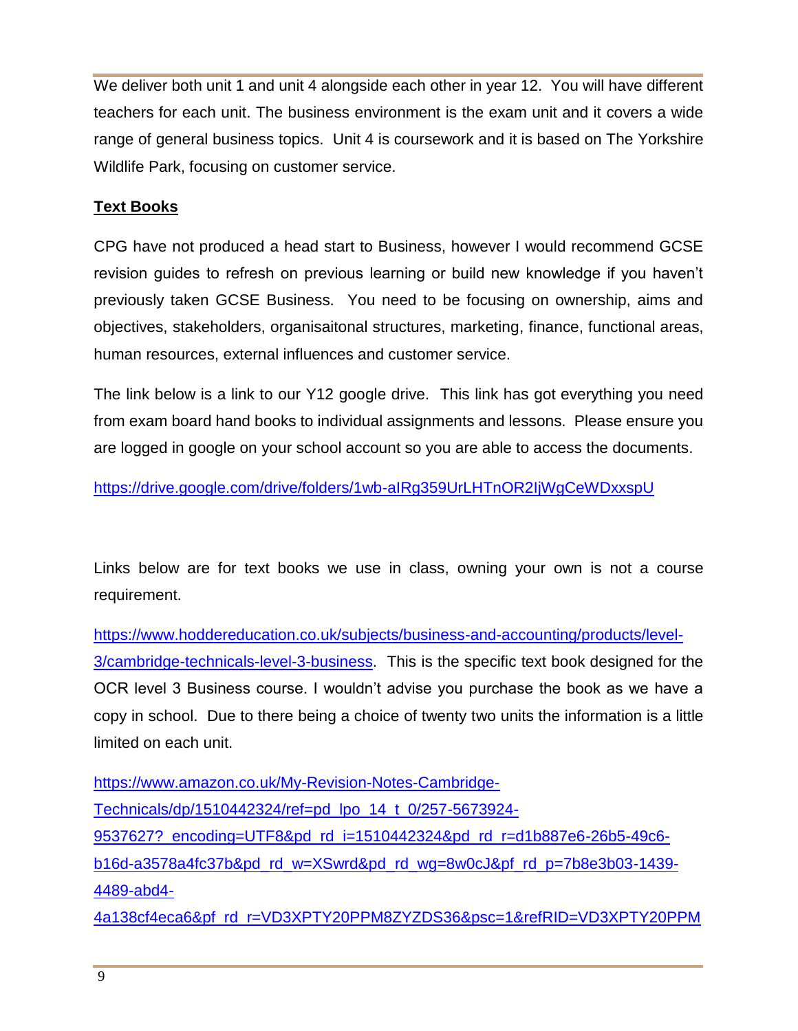We deliver both unit 1 and unit 4 alongside each other in year 12. You will have different teachers for each unit. The business environment is the exam unit and it covers a wide range of general business topics. Unit 4 is coursework and it is based on The Yorkshire Wildlife Park, focusing on customer service.

**Text Books**

CPG have not produced a head start to Business, however I would recommend GCSE revision guides to refresh on previous learning or build new knowledge if you haven't previously taken GCSE Business. You need to be focusing on ownership, aims and objectives, stakeholders, organisaitonal structures, marketing, finance, functional areas, human resources, external influences and customer service.

The link below is a link to our Y12 google drive. This link has got everything you need from exam board hand books to individual assignments and lessons. Please ensure you are logged in google on your school account so you are able to access the documents.

https://drive.google.com/drive/folders/1wb-aIRg359UrLHTnOR2IjWgCeWDxxspU

Links below are for text books we use in class, owning your own is not a course requirement.

https://www.hoddereducation.co.uk/subjects/business-and-accounting/products/level-3/cambridge-technicals-level-3-business. This is the specific text book designed for the OCR level 3 Business course. I wouldn't advise you purchase the book as we have a copy in school. Due to there being a choice of twenty two units the information is a little limited on each unit.

https://www.amazon.co.uk/My-Revision-Notes-Cambridge-Technicals/dp/1510442324/ref=pd_lpo_14_t_0/257-5673924-9537627?_encoding=UTF8&pd_rd_i=1510442324&pd_rd_r=d1b887e6-26b5-49c6-b16d-a3578a4fc37b&pd_rd_w=XSwrd&pd_rd_wg=8w0cJ&pf_rd_p=7b8e3b03-1439-4489-abd4-4a138cf4eca6&pf_rd_r=VD3XPTY20PPM8ZYZDS36&psc=1&refRID=VD3XPTY20PPM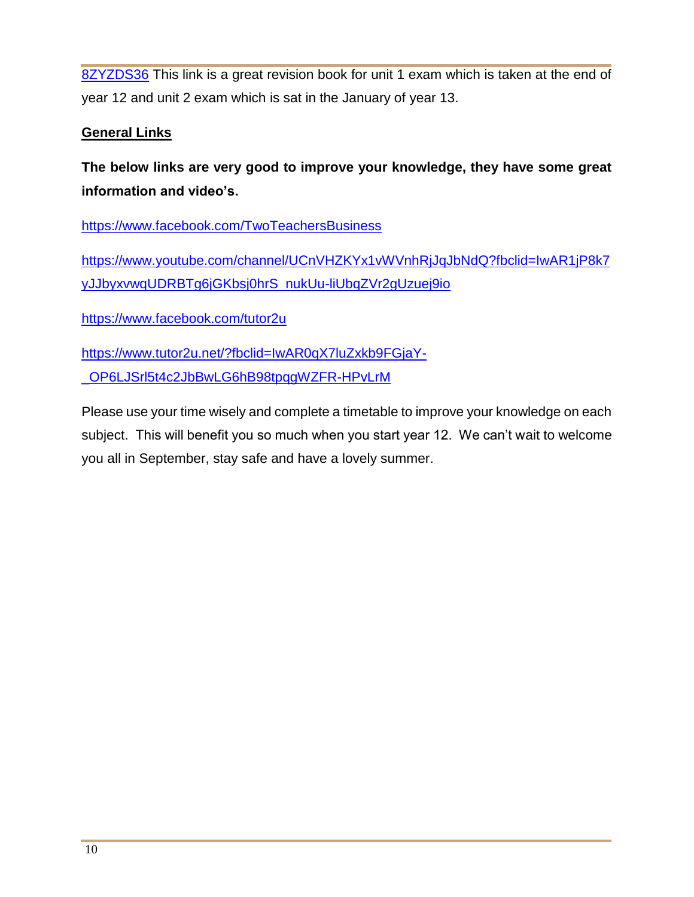8ZYZDS36 This link is a great revision book for unit 1 exam which is taken at the end of year 12 and unit 2 exam which is sat in the January of year 13.

**General Links**

**The below links are very good to improve your knowledge, they have some great information and video's.**

https://www.facebook.com/TwoTeachersBusiness

https://www.youtube.com/channel/UCnVHZKYx1vWVnhRjJqJbNdQ?fbclid=IwAR1jP8k7yJJbyxvwqUDRBTg6jGKbsj0hrS_nukUu-liUbqZVr2gUzuej9io

https://www.facebook.com/tutor2u

https://www.tutor2u.net/?fbclid=IwAR0qX7luZxkb9FGjaY-_OP6LJSrl5t4c2JbBwLG6hB98tpqgWZFR-HPvLrM

Please use your time wisely and complete a timetable to improve your knowledge on each subject. This will benefit you so much when you start year 12. We can't wait to welcome you all in September, stay safe and have a lovely summer.